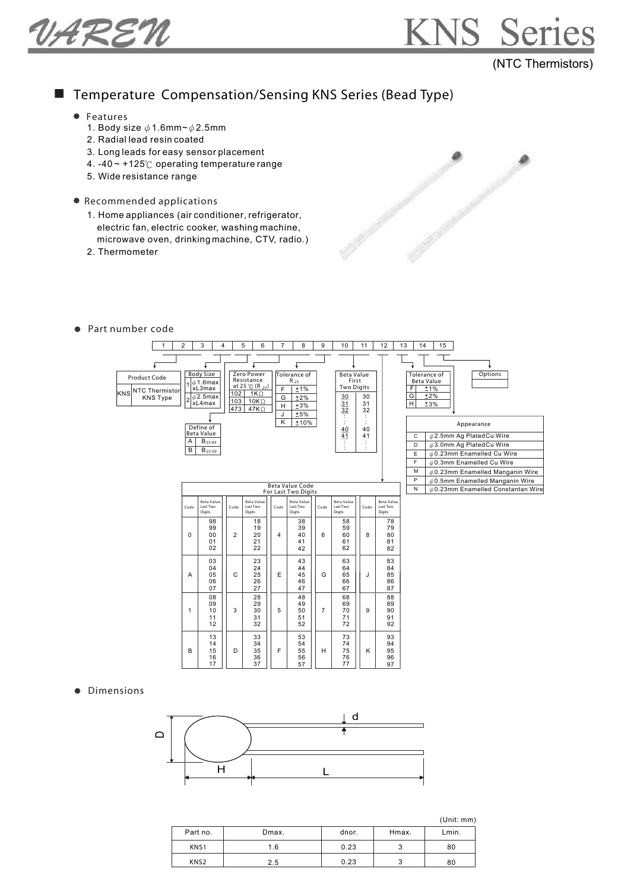# KNS Series

(NTC Thermistors)

## Temperature Compensation/Sensing KNS Series (Bead Type)

- Features
  1. Body size $\phi$1.6mm~$\phi$2.5mm
  2. Radial lead resin coated
  3. Long leads for easy sensor placement
  4. -40 ~ +125℃ operating temperature range
  5. Wide resistance range

- Recommended applications
  1. Home appliances (air conditioner, refrigerator, electric fan, electric cooker, washing machine, microwave oven, drinking machine, CTV, radio.)
  2. Thermometer

- Part number code

| 1 | 2 | 3 | 4 | 5 | 6 | 7 | 8 | 9 | 10 | 11 | 12 | 13 | 14 | 15 |
|---|---|---|---|---|---|---|---|---|---|---|---|---|---|---|

**Product Code**

| Code | Description |
|---|---|
| KNS | NTC Thermistor KNS Type |

**Body Size**

| Code | Size |
|---|---|
| 1 | $\phi$1.6max xL3max |
| 2 | $\phi$2.5max xL4max |

**Define of Beta Value**

| Code | Definition |
|---|---|
| A | $B_{25/85}$ |
| B | $B_{25/50}$ |

**Zero Power Resistance at 25℃ ($R_{25}$)**

| Code | Resistance |
|---|---|
| 102 | 1KΩ |
| 103 | 10KΩ |
| 473 | 47KΩ |

**Tolerance of $R_{25}$**

| Code | Tolerance |
|---|---|
| F | ±1% |
| G | ±2% |
| H | ±3% |
| J | ±5% |
| K | ±10% |

**Beta Value First Two Digits**

| Code | Value |
|---|---|
| 30 | 30 |
| 31 | 31 |
| 32 | 32 |
| : | : |
| 40 | 40 |
| 41 | 41 |
| : | : |

**Tolerance of Beta Value**

| Code | Tolerance |
|---|---|
| F | ±1% |
| G | ±2% |
| H | ±3% |

**Options**

**Appearance**

| Code | Description |
|---|---|
| C | $\phi$2.5mm Ag Plated Cu Wire |
| D | $\phi$3.0mm Ag Plated Cu Wire |
| E | $\phi$0.23mm Enamelled Cu Wire |
| F | $\phi$0.3mm Enamelled Cu Wire |
| M | $\phi$0.23mm Enamelled Manganin Wire |
| P | $\phi$0.5mm Enamelled Manganin Wire |
| N | $\phi$0.23mm Enamelled Constantan Wire |

**Beta Value Code For Last Two Digits**

| Code | Beta Value Last Two Digits | Code | Beta Value Last Two Digits | Code | Beta Value Last Two Digits | Code | Beta Value Last Two Digits | Code | Beta Value Last Two Digits |
|---|---|---|---|---|---|---|---|---|---|
| 0 | 98, 99, 00, 01, 02 | 2 | 18, 19, 20, 21, 22 | 4 | 38, 39, 40, 41, 42 | 6 | 58, 59, 60, 61, 62 | 8 | 78, 79, 80, 81, 82 |
| A | 03, 04, 05, 06, 07 | C | 23, 24, 25, 26, 27 | E | 43, 44, 45, 46, 47 | G | 63, 64, 65, 66, 67 | J | 83, 84, 85, 86, 87 |
| 1 | 08, 09, 10, 11, 12 | 3 | 28, 29, 30, 31, 32 | 5 | 48, 49, 50, 51, 52 | 7 | 68, 69, 70, 71, 72 | 9 | 88, 89, 90, 91, 92 |
| B | 13, 14, 15, 16, 17 | D | 33, 34, 35, 36, 37 | F | 53, 54, 55, 56, 57 | H | 73, 74, 75, 76, 77 | K | 93, 94, 95, 96, 97 |

- Dimensions

(Unit: mm)

| Part no. | Dmax. | dnor. | Hmax. | Lmin. |
|---|---|---|---|---|
| KNS1 | 1.6 | 0.23 | 3 | 80 |
| KNS2 | 2.5 | 0.23 | 3 | 80 |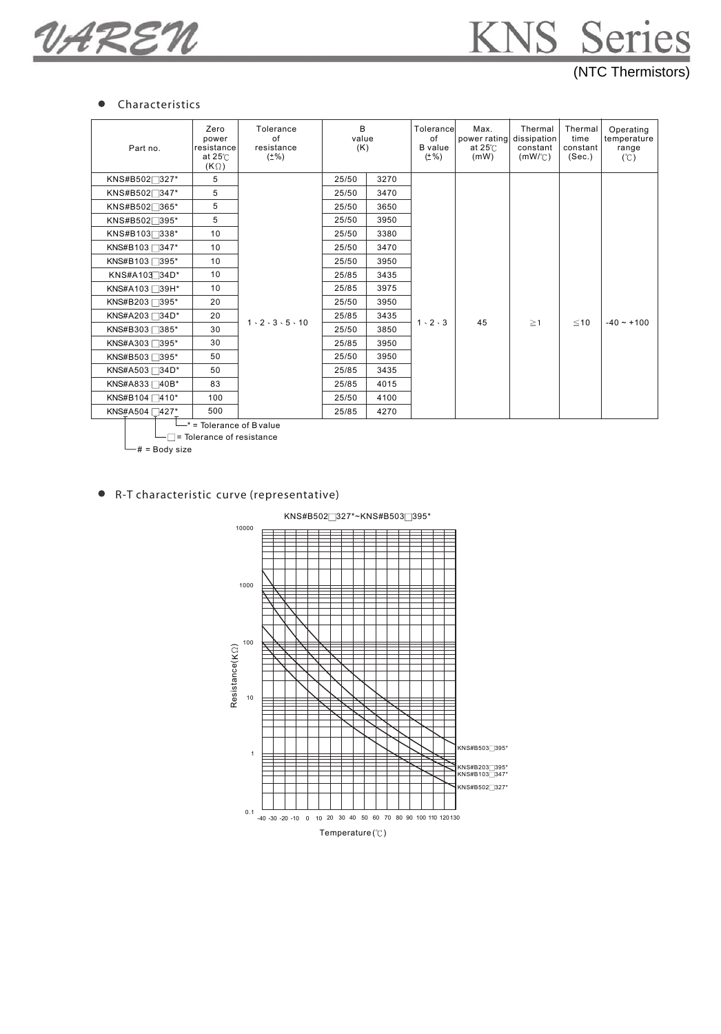# KNS Series

(NTC Thermistors)

- Characteristics

| Part no. | Zero power resistance at 25℃ (KΩ) | Tolerance of resistance (±%) | B value (K) | | Tolerance of B value (±%) | Max. power rating at 25℃ (mW) | Thermal dissipation constant (mW/℃) | Thermal time constant (Sec.) | Operating temperature range (℃) |
|---|---|---|---|---|---|---|---|---|---|
| KNS#B502□327* | 5 | 1、2、3、5、10 | 25/50 | 3270 | 1、2、3 | 45 | ≥1 | ≤10 | -40 ~ +100 |
| KNS#B502□347* | 5 | | 25/50 | 3470 | | | | | |
| KNS#B502□365* | 5 | | 25/50 | 3650 | | | | | |
| KNS#B502□395* | 5 | | 25/50 | 3950 | | | | | |
| KNS#B103□338* | 10 | | 25/50 | 3380 | | | | | |
| KNS#B103□347* | 10 | | 25/50 | 3470 | | | | | |
| KNS#B103□395* | 10 | | 25/50 | 3950 | | | | | |
| KNS#A103□34D* | 10 | | 25/85 | 3435 | | | | | |
| KNS#A103□39H* | 10 | | 25/85 | 3975 | | | | | |
| KNS#B203□395* | 20 | | 25/50 | 3950 | | | | | |
| KNS#A203□34D* | 20 | | 25/85 | 3435 | | | | | |
| KNS#B303□385* | 30 | | 25/50 | 3850 | | | | | |
| KNS#A303□395* | 30 | | 25/85 | 3950 | | | | | |
| KNS#B503□395* | 50 | | 25/50 | 3950 | | | | | |
| KNS#A503□34D* | 50 | | 25/85 | 3435 | | | | | |
| KNS#A833□40B* | 83 | | 25/85 | 4015 | | | | | |
| KNS#B104□410* | 100 | | 25/50 | 4100 | | | | | |
| KNS#A504□427* | 500 | | 25/85 | 4270 | | | | | |

\* = Tolerance of B value

□ = Tolerance of resistance

\# = Body size

- R-T characteristic curve (representative)

KNS#B502□327*~KNS#B503□395*

Resistance(KΩ)

Temperature(℃)

KNS#B503□395*
KNS#B203□395*
KNS#B103□347*
KNS#B502□327*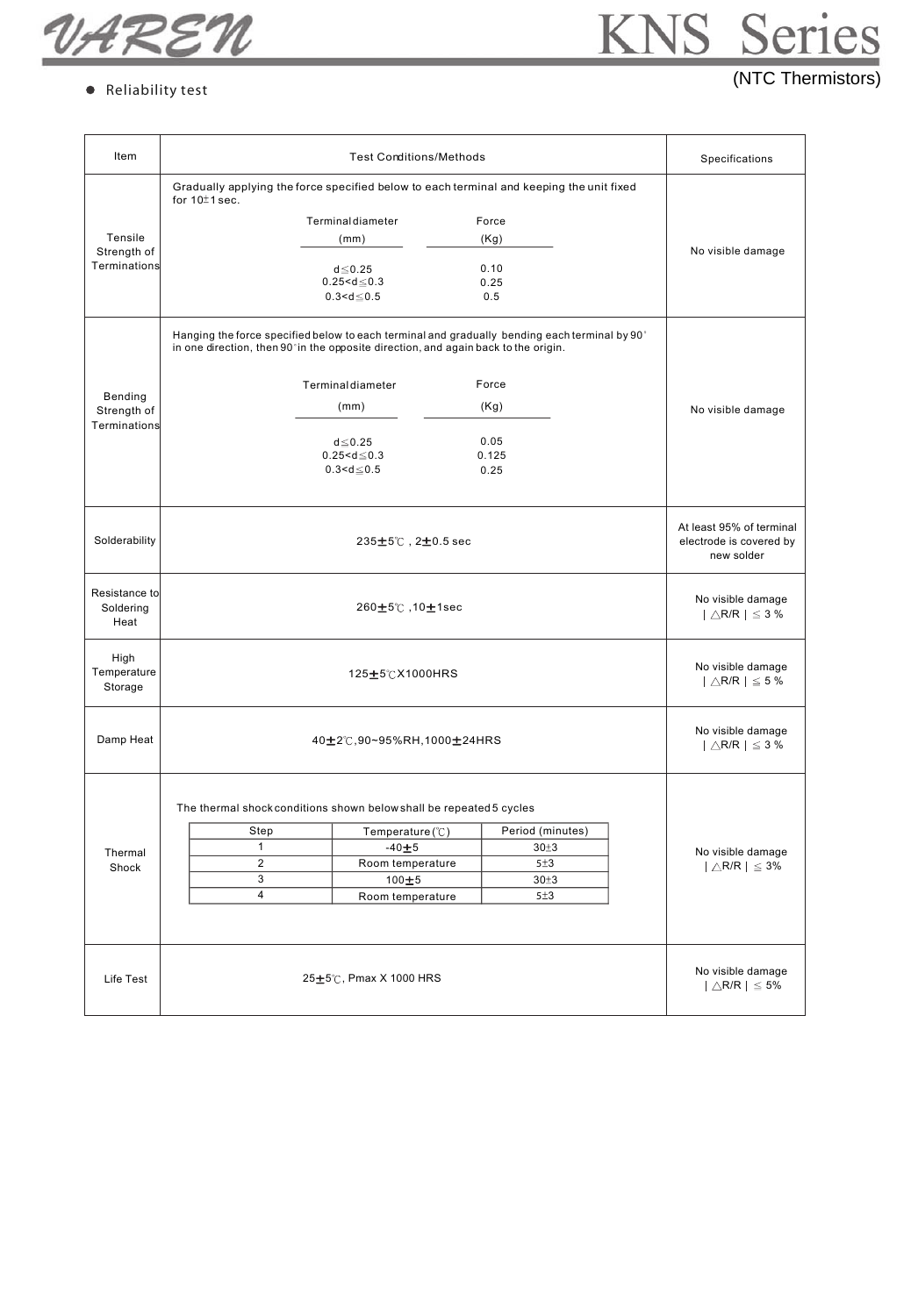- Reliability test

| Item | Test Conditions/Methods | Specifications |
|---|---|---|
| Tensile Strength of Terminations | Gradually applying the force specified below to each terminal and keeping the unit fixed for 10±1 sec.<br>Terminal diameter (mm) / Force (Kg)<br>d≦0.25 / 0.10<br>0.25<d≦0.3 / 0.25<br>0.3<d≦0.5 / 0.5 | No visible damage |
| Bending Strength of Terminations | Hanging the force specified below to each terminal and gradually bending each terminal by 90° in one direction, then 90° in the opposite direction, and again back to the origin.<br>Terminal diameter (mm) / Force (Kg)<br>d≦0.25 / 0.05<br>0.25<d≦0.3 / 0.125<br>0.3<d≦0.5 / 0.25 | No visible damage |
| Solderability | 235±5℃ , 2±0.5 sec | At least 95% of terminal electrode is covered by new solder |
| Resistance to Soldering Heat | 260±5℃ ,10±1sec | No visible damage<br>│△R/R│≦3 % |
| High Temperature Storage | 125±5℃X1000HRS | No visible damage<br>│△R/R│≦5 % |
| Damp Heat | 40±2℃,90~95%RH,1000±24HRS | No visible damage<br>│△R/R│≦3 % |
| Thermal Shock | The thermal shock conditions shown below shall be repeated 5 cycles<br>Step / Temperature(℃) / Period (minutes)<br>1 / -40±5 / 30±3<br>2 / Room temperature / 5±3<br>3 / 100±5 / 30±3<br>4 / Room temperature / 5±3 | No visible damage<br>│△R/R│≦3% |
| Life Test | 25±5℃, Pmax X 1000 HRS | No visible damage<br>│△R/R│≦5% |